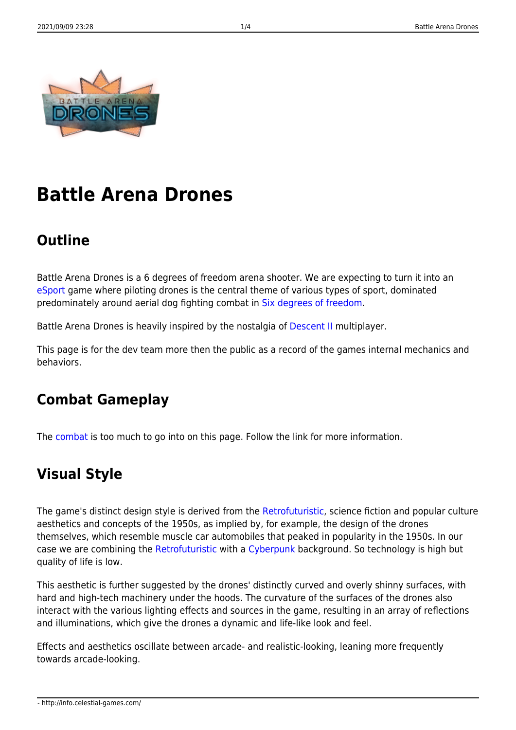# Battle Arena Drones

## Outline

Battle Arena Drones is a 6 degrees of freedom arena shooter. We are expecting to turn it into an eSport game where piloting drones is the central theme of various types of sport, dominated predominately around aerial dog fighting combat in Six degrees of freedom.

Battle Arena Drones is heavily inspired by the nostalgia of Descent II multiplayer.

This page is for the dev team more then the public as a record of the games internal mechanics and behaviors.

## Combat Gameplay

The combat is too much to go into on this page. Follow the link for more information.

## Visual Style

The game's distinct design style is derived from the Retrofuturistic, science fiction and popular culture aesthetics and concepts of the 1950s, as implied by, for example, the design of the drones themselves, which resemble muscle car automobiles that peaked in popularity in the 1950s. In our case we are combining the Retrofuturistic with a Cyberpunk background. So technology is high but quality of life is low.

This aesthetic is further suggested by the drones' distinctly curved and overly shinny surfaces, with hard and high-tech machinery under the hoods. The curvature of the surfaces of the drones also interact with the various lighting effects and sources in the game, resulting in an array of reflections and illuminations, which give the drones a dynamic and life-like look and feel.

Effects and aesthetics oscillate between arcade- and realistic-looking, leaning more frequently towards arcade-looking.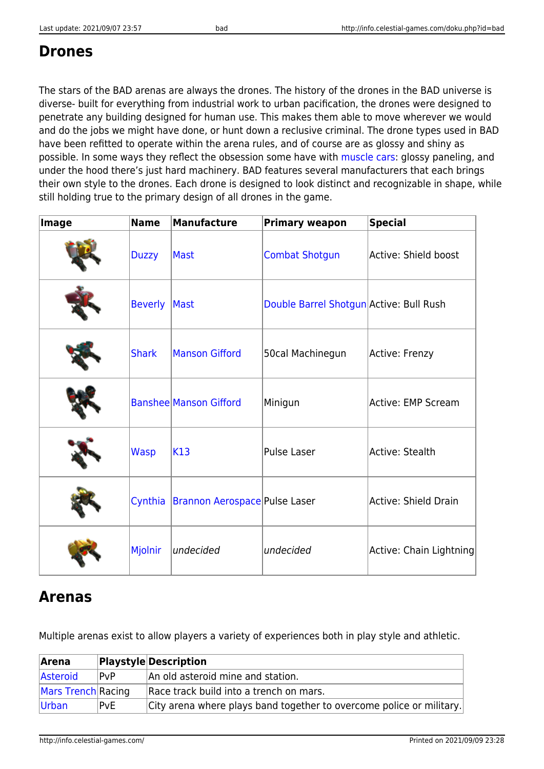## Drones

The stars of the BAD arenas are always the drones. The history of the drones in the BAD universe is diverse- built for everything from industrial work to urban pacification, the drones were designed to penetrate any building designed for human use. This makes them able to move wherever we would and do the jobs we might have done, or hunt down a reclusive criminal. The drone types used in BAD have been refitted to operate within the arena rules, and of course are as glossy and shiny as possible. In some ways they reflect the obsession some have with muscle cars: glossy paneling, and under the hood there's just hard machinery. BAD features several manufacturers that each brings their own style to the drones. Each drone is designed to look distinct and recognizable in shape, while still holding true to the primary design of all drones in the game.

| Image | Name | Manufacture | Primary weapon | Special |
|---|---|---|---|---|
| | Duzzy | Mast | Combat Shotgun | Active: Shield boost |
| | Beverly | Mast | Double Barrel Shotgun | Active: Bull Rush |
| | Shark | Manson Gifford | 50cal Machinegun | Active: Frenzy |
| | Banshee | Manson Gifford | Minigun | Active: EMP Scream |
| | Wasp | K13 | Pulse Laser | Active: Stealth |
| | Cynthia | Brannon Aerospace | Pulse Laser | Active: Shield Drain |
| | Mjolnir | *undecided* | *undecided* | Active: Chain Lightning |

## Arenas

Multiple arenas exist to allow players a variety of experiences both in play style and athletic.

| Arena | Playstyle | Description |
|---|---|---|
| Asteroid | PvP | An old asteroid mine and station. |
| Mars Trench | Racing | Race track build into a trench on mars. |
| Urban | PvE | City arena where plays band together to overcome police or military. |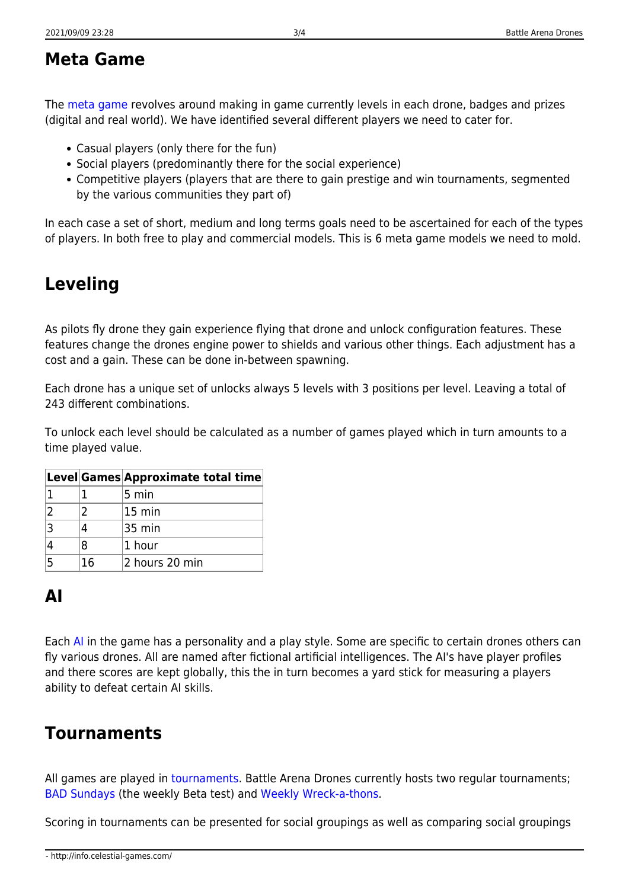## Meta Game

The meta game revolves around making in game currently levels in each drone, badges and prizes (digital and real world). We have identified several different players we need to cater for.

- Casual players (only there for the fun)
- Social players (predominantly there for the social experience)
- Competitive players (players that are there to gain prestige and win tournaments, segmented by the various communities they part of)

In each case a set of short, medium and long terms goals need to be ascertained for each of the types of players. In both free to play and commercial models. This is 6 meta game models we need to mold.

## Leveling

As pilots fly drone they gain experience flying that drone and unlock configuration features. These features change the drones engine power to shields and various other things. Each adjustment has a cost and a gain. These can be done in-between spawning.

Each drone has a unique set of unlocks always 5 levels with 3 positions per level. Leaving a total of 243 different combinations.

To unlock each level should be calculated as a number of games played which in turn amounts to a time played value.

| Level | Games | Approximate total time |
|---|---|---|
| 1 | 1 | 5 min |
| 2 | 2 | 15 min |
| 3 | 4 | 35 min |
| 4 | 8 | 1 hour |
| 5 | 16 | 2 hours 20 min |

## AI

Each AI in the game has a personality and a play style. Some are specific to certain drones others can fly various drones. All are named after fictional artificial intelligences. The AI's have player profiles and there scores are kept globally, this the in turn becomes a yard stick for measuring a players ability to defeat certain AI skills.

## Tournaments

All games are played in tournaments. Battle Arena Drones currently hosts two regular tournaments; BAD Sundays (the weekly Beta test) and Weekly Wreck-a-thons.

Scoring in tournaments can be presented for social groupings as well as comparing social groupings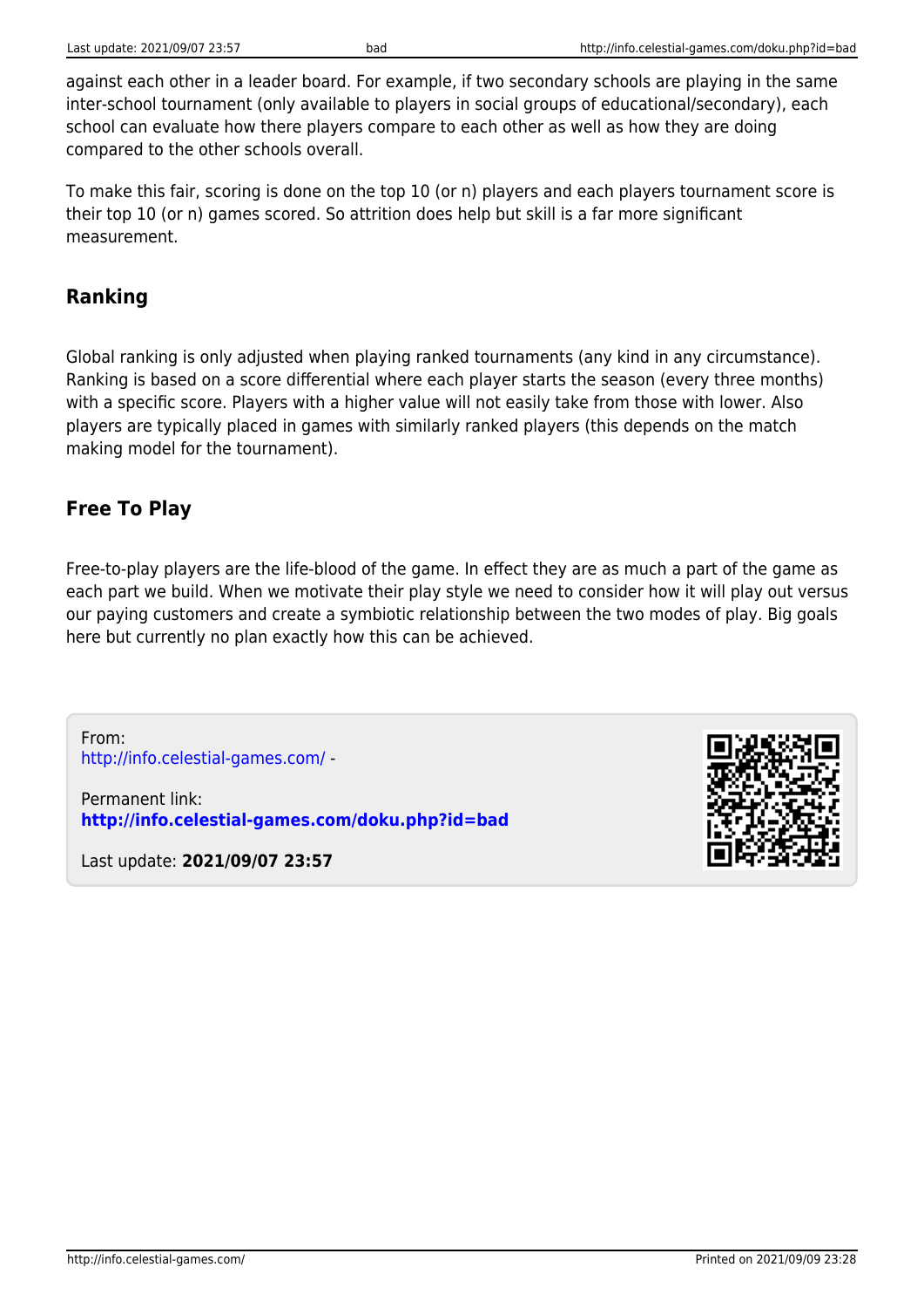against each other in a leader board. For example, if two secondary schools are playing in the same inter-school tournament (only available to players in social groups of educational/secondary), each school can evaluate how there players compare to each other as well as how they are doing compared to the other schools overall.

To make this fair, scoring is done on the top 10 (or n) players and each players tournament score is their top 10 (or n) games scored. So attrition does help but skill is a far more significant measurement.

### Ranking

Global ranking is only adjusted when playing ranked tournaments (any kind in any circumstance). Ranking is based on a score differential where each player starts the season (every three months) with a specific score. Players with a higher value will not easily take from those with lower. Also players are typically placed in games with similarly ranked players (this depends on the match making model for the tournament).

### Free To Play

Free-to-play players are the life-blood of the game. In effect they are as much a part of the game as each part we build. When we motivate their play style we need to consider how it will play out versus our paying customers and create a symbiotic relationship between the two modes of play. Big goals here but currently no plan exactly how this can be achieved.

From:
http://info.celestial-games.com/ -

Permanent link:
**http://info.celestial-games.com/doku.php?id=bad**

Last update: **2021/09/07 23:57**